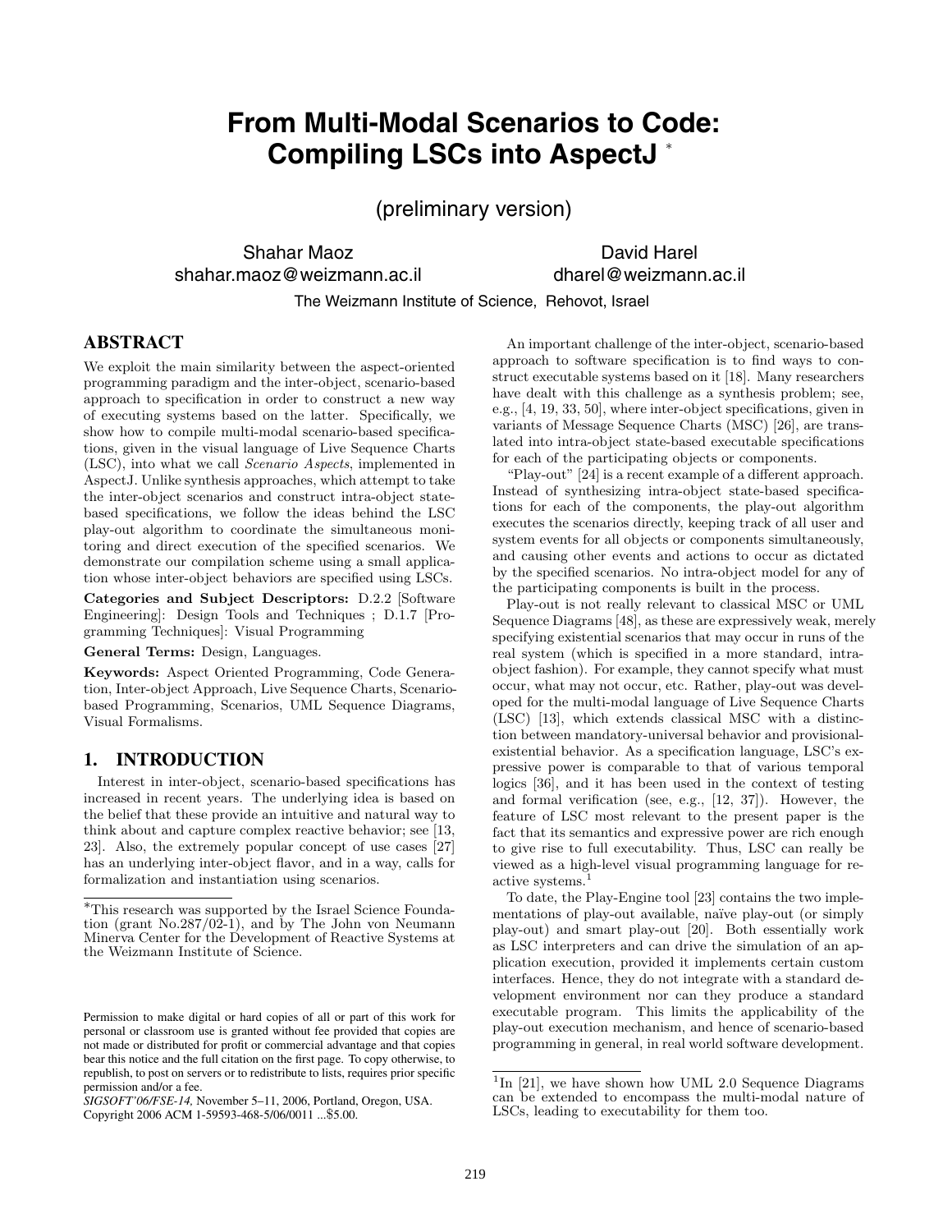# From Multi-Modal Scenarios to Code: Compiling LSCs into AspectJ *

(preliminary version)

Shahar Maoz
shahar.maoz@weizmann.ac.il

David Harel
dharel@weizmann.ac.il

The Weizmann Institute of Science, Rehovot, Israel

## ABSTRACT

We exploit the main similarity between the aspect-oriented programming paradigm and the inter-object, scenario-based approach to specification in order to construct a new way of executing systems based on the latter. Specifically, we show how to compile multi-modal scenario-based specifications, given in the visual language of Live Sequence Charts (LSC), into what we call *Scenario Aspects*, implemented in AspectJ. Unlike synthesis approaches, which attempt to take the inter-object scenarios and construct intra-object state-based specifications, we follow the ideas behind the LSC play-out algorithm to coordinate the simultaneous monitoring and direct execution of the specified scenarios. We demonstrate our compilation scheme using a small application whose inter-object behaviors are specified using LSCs.

**Categories and Subject Descriptors:** D.2.2 [Software Engineering]: Design Tools and Techniques ; D.1.7 [Programming Techniques]: Visual Programming

**General Terms:** Design, Languages.

**Keywords:** Aspect Oriented Programming, Code Generation, Inter-object Approach, Live Sequence Charts, Scenario-based Programming, Scenarios, UML Sequence Diagrams, Visual Formalisms.

## 1. INTRODUCTION

Interest in inter-object, scenario-based specifications has increased in recent years. The underlying idea is based on the belief that these provide an intuitive and natural way to think about and capture complex reactive behavior; see [13, 23]. Also, the extremely popular concept of use cases [27] has an underlying inter-object flavor, and in a way, calls for formalization and instantiation using scenarios.

An important challenge of the inter-object, scenario-based approach to software specification is to find ways to construct executable systems based on it [18]. Many researchers have dealt with this challenge as a synthesis problem; see, e.g., [4, 19, 33, 50], where inter-object specifications, given in variants of Message Sequence Charts (MSC) [26], are translated into intra-object state-based executable specifications for each of the participating objects or components.

"Play-out" [24] is a recent example of a different approach. Instead of synthesizing intra-object state-based specifications for each of the components, the play-out algorithm executes the scenarios directly, keeping track of all user and system events for all objects or components simultaneously, and causing other events and actions to occur as dictated by the specified scenarios. No intra-object model for any of the participating components is built in the process.

Play-out is not really relevant to classical MSC or UML Sequence Diagrams [48], as these are expressively weak, merely specifying existential scenarios that may occur in runs of the real system (which is specified in a more standard, intra-object fashion). For example, they cannot specify what must occur, what may not occur, etc. Rather, play-out was developed for the multi-modal language of Live Sequence Charts (LSC) [13], which extends classical MSC with a distinction between mandatory-universal behavior and provisional-existential behavior. As a specification language, LSC's expressive power is comparable to that of various temporal logics [36], and it has been used in the context of testing and formal verification (see, e.g., [12, 37]). However, the feature of LSC most relevant to the present paper is the fact that its semantics and expressive power are rich enough to give rise to full executability. Thus, LSC can really be viewed as a high-level visual programming language for reactive systems.[1]

To date, the Play-Engine tool [23] contains the two implementations of play-out available, naïve play-out (or simply play-out) and smart play-out [20]. Both essentially work as LSC interpreters and can drive the simulation of an application execution, provided it implements certain custom interfaces. Hence, they do not integrate with a standard development environment nor can they produce a standard executable program. This limits the applicability of the play-out execution mechanism, and hence of scenario-based programming in general, in real world software development.

---

*This research was supported by the Israel Science Foundation (grant No.287/02-1), and by The John von Neumann Minerva Center for the Development of Reactive Systems at the Weizmann Institute of Science.

[1] In [21], we have shown how UML 2.0 Sequence Diagrams can be extended to encompass the multi-modal nature of LSCs, leading to executability for them too.

Permission to make digital or hard copies of all or part of this work for personal or classroom use is granted without fee provided that copies are not made or distributed for profit or commercial advantage and that copies bear this notice and the full citation on the first page. To copy otherwise, to republish, to post on servers or to redistribute to lists, requires prior specific permission and/or a fee.
*SIGSOFT'06/FSE-14,* November 5–11, 2006, Portland, Oregon, USA.
Copyright 2006 ACM 1-59593-468-5/06/0011 ...$5.00.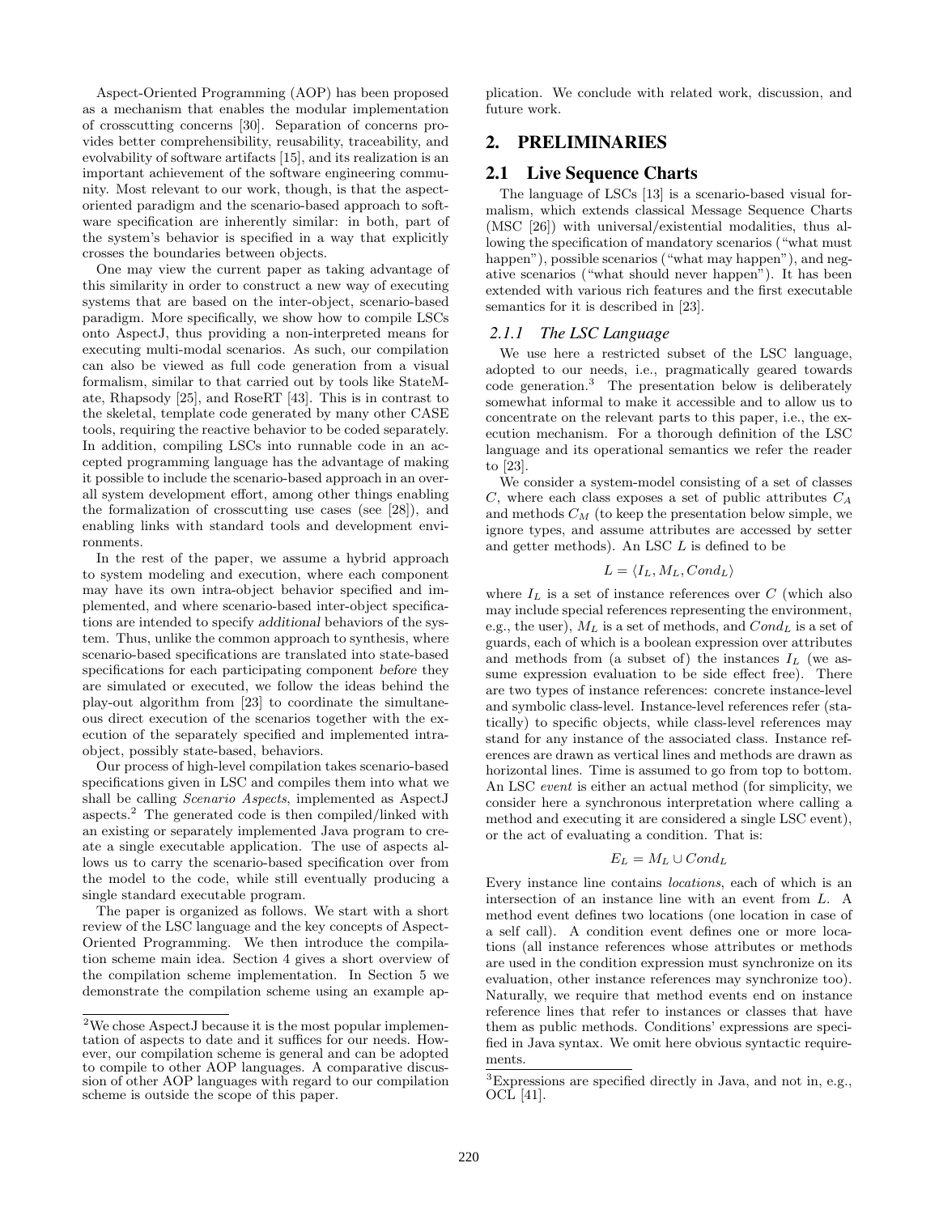Aspect-Oriented Programming (AOP) has been proposed as a mechanism that enables the modular implementation of crosscutting concerns [30]. Separation of concerns provides better comprehensibility, reusability, traceability, and evolvability of software artifacts [15], and its realization is an important achievement of the software engineering community. Most relevant to our work, though, is that the aspect-oriented paradigm and the scenario-based approach to software specification are inherently similar: in both, part of the system's behavior is specified in a way that explicitly crosses the boundaries between objects.

One may view the current paper as taking advantage of this similarity in order to construct a new way of executing systems that are based on the inter-object, scenario-based paradigm. More specifically, we show how to compile LSCs onto AspectJ, thus providing a non-interpreted means for executing multi-modal scenarios. As such, our compilation can also be viewed as full code generation from a visual formalism, similar to that carried out by tools like StateMate, Rhapsody [25], and RoseRT [43]. This is in contrast to the skeletal, template code generated by many other CASE tools, requiring the reactive behavior to be coded separately. In addition, compiling LSCs into runnable code in an accepted programming language has the advantage of making it possible to include the scenario-based approach in an overall system development effort, among other things enabling the formalization of crosscutting use cases (see [28]), and enabling links with standard tools and development environments.

In the rest of the paper, we assume a hybrid approach to system modeling and execution, where each component may have its own intra-object behavior specified and implemented, and where scenario-based inter-object specifications are intended to specify *additional* behaviors of the system. Thus, unlike the common approach to synthesis, where scenario-based specifications are translated into state-based specifications for each participating component *before* they are simulated or executed, we follow the ideas behind the play-out algorithm from [23] to coordinate the simultaneous direct execution of the scenarios together with the execution of the separately specified and implemented intra-object, possibly state-based, behaviors.

Our process of high-level compilation takes scenario-based specifications given in LSC and compiles them into what we shall be calling *Scenario Aspects*, implemented as AspectJ aspects.[2] The generated code is then compiled/linked with an existing or separately implemented Java program to create a single executable application. The use of aspects allows us to carry the scenario-based specification over from the model to the code, while still eventually producing a single standard executable program.

The paper is organized as follows. We start with a short review of the LSC language and the key concepts of Aspect-Oriented Programming. We then introduce the compilation scheme main idea. Section 4 gives a short overview of the compilation scheme implementation. In Section 5 we demonstrate the compilation scheme using an example application. We conclude with related work, discussion, and future work.

[2]We chose AspectJ because it is the most popular implementation of aspects to date and it suffices for our needs. However, our compilation scheme is general and can be adopted to compile to other AOP languages. A comparative discussion of other AOP languages with regard to our compilation scheme is outside the scope of this paper.

## 2. PRELIMINARIES

### 2.1 Live Sequence Charts

The language of LSCs [13] is a scenario-based visual formalism, which extends classical Message Sequence Charts (MSC [26]) with universal/existential modalities, thus allowing the specification of mandatory scenarios ("what must happen"), possible scenarios ("what may happen"), and negative scenarios ("what should never happen"). It has been extended with various rich features and the first executable semantics for it is described in [23].

#### 2.1.1 The LSC Language

We use here a restricted subset of the LSC language, adopted to our needs, i.e., pragmatically geared towards code generation.[3] The presentation below is deliberately somewhat informal to make it accessible and to allow us to concentrate on the relevant parts to this paper, i.e., the execution mechanism. For a thorough definition of the LSC language and its operational semantics we refer the reader to [23].

We consider a system-model consisting of a set of classes $C$, where each class exposes a set of public attributes $C_A$ and methods $C_M$ (to keep the presentation below simple, we ignore types, and assume attributes are accessed by setter and getter methods). An LSC $L$ is defined to be

$$L = \langle I_L, M_L, Cond_L \rangle$$

where $I_L$ is a set of instance references over $C$ (which also may include special references representing the environment, e.g., the user), $M_L$ is a set of methods, and $Cond_L$ is a set of guards, each of which is a boolean expression over attributes and methods from (a subset of) the instances $I_L$ (we assume expression evaluation to be side effect free). There are two types of instance references: concrete instance-level and symbolic class-level. Instance-level references refer (statically) to specific objects, while class-level references may stand for any instance of the associated class. Instance references are drawn as vertical lines and methods are drawn as horizontal lines. Time is assumed to go from top to bottom. An LSC *event* is either an actual method (for simplicity, we consider here a synchronous interpretation where calling a method and executing it are considered a single LSC event), or the act of evaluating a condition. That is:

$$E_L = M_L \cup Cond_L$$

Every instance line contains *locations*, each of which is an intersection of an instance line with an event from $L$. A method event defines two locations (one location in case of a self call). A condition event defines one or more locations (all instance references whose attributes or methods are used in the condition expression must synchronize on its evaluation, other instance references may synchronize too). Naturally, we require that method events end on instance reference lines that refer to instances or classes that have them as public methods. Conditions' expressions are specified in Java syntax. We omit here obvious syntactic requirements.

[3]Expressions are specified directly in Java, and not in, e.g., OCL [41].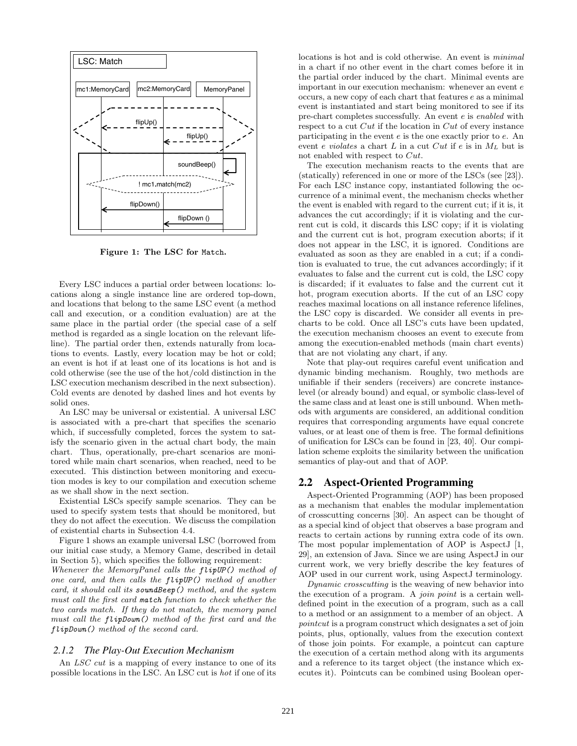Figure 1: The LSC for Match.

Every LSC induces a partial order between locations: locations along a single instance line are ordered top-down, and locations that belong to the same LSC event (a method call and execution, or a condition evaluation) are at the same place in the partial order (the special case of a self method is regarded as a single location on the relevant lifeline). The partial order then, extends naturally from locations to events. Lastly, every location may be hot or cold; an event is hot if at least one of its locations is hot and is cold otherwise (see the use of the hot/cold distinction in the LSC execution mechanism described in the next subsection). Cold events are denoted by dashed lines and hot events by solid ones.

An LSC may be universal or existential. A universal LSC is associated with a pre-chart that specifies the scenario which, if successfully completed, forces the system to satisfy the scenario given in the actual chart body, the main chart. Thus, operationally, pre-chart scenarios are monitored while main chart scenarios, when reached, need to be executed. This distinction between monitoring and execution modes is key to our compilation and execution scheme as we shall show in the next section.

Existential LSCs specify sample scenarios. They can be used to specify system tests that should be monitored, but they do not affect the execution. We discuss the compilation of existential charts in Subsection 4.4.

Figure 1 shows an example universal LSC (borrowed from our initial case study, a Memory Game, described in detail in Section 5), which specifies the following requirement: *Whenever the MemoryPanel calls the `flipUP()` method of one card, and then calls the `flipUP()` method of another card, it should call its `soundBeep()` method, and the system must call the first card `match` function to check whether the two cards match. If they do not match, the memory panel must call the `flipDown()` method of the first card and the `flipDown()` method of the second card.*

### 2.1.2 The Play-Out Execution Mechanism

An *LSC cut* is a mapping of every instance to one of its possible locations in the LSC. An LSC cut is *hot* if one of its locations is hot and is cold otherwise. An event is *minimal* in a chart if no other event in the chart comes before it in the partial order induced by the chart. Minimal events are important in our execution mechanism: whenever an event $e$ occurs, a new copy of each chart that features $e$ as a minimal event is instantiated and start being monitored to see if its pre-chart completes successfully. An event $e$ is *enabled* with respect to a cut $Cut$ if the location in $Cut$ of every instance participating in the event $e$ is the one exactly prior to $e$. An event $e$ *violates* a chart $L$ in a cut $Cut$ if $e$ is in $M_L$ but is not enabled with respect to $Cut$.

The execution mechanism reacts to the events that are (statically) referenced in one or more of the LSCs (see [23]). For each LSC instance copy, instantiated following the occurrence of a minimal event, the mechanism checks whether the event is enabled with regard to the current cut; if it is, it advances the cut accordingly; if it is violating and the current cut is cold, it discards this LSC copy; if it is violating and the current cut is hot, program execution aborts; if it does not appear in the LSC, it is ignored. Conditions are evaluated as soon as they are enabled in a cut; if a condition is evaluated to true, the cut advances accordingly; if it evaluates to false and the current cut is cold, the LSC copy is discarded; if it evaluates to false and the current cut it hot, program execution aborts. If the cut of an LSC copy reaches maximal locations on all instance reference lifelines, the LSC copy is discarded. We consider all events in pre-charts to be cold. Once all LSC's cuts have been updated, the execution mechanism chooses an event to execute from among the execution-enabled methods (main chart events) that are not violating any chart, if any.

Note that play-out requires careful event unification and dynamic binding mechanism. Roughly, two methods are unifiable if their senders (receivers) are concrete instance-level (or already bound) and equal, or symbolic class-level of the same class and at least one is still unbound. When methods with arguments are considered, an additional condition requires that corresponding arguments have equal concrete values, or at least one of them is free. The formal definitions of unification for LSCs can be found in [23, 40]. Our compilation scheme exploits the similarity between the unification semantics of play-out and that of AOP.

## 2.2 Aspect-Oriented Programming

Aspect-Oriented Programming (AOP) has been proposed as a mechanism that enables the modular implementation of crosscutting concerns [30]. An aspect can be thought of as a special kind of object that observes a base program and reacts to certain actions by running extra code of its own. The most popular implementation of AOP is AspectJ [1, 29], an extension of Java. Since we are using AspectJ in our current work, we very briefly describe the key features of AOP used in our current work, using AspectJ terminology.

*Dynamic crosscutting* is the weaving of new behavior into the execution of a program. A *join point* is a certain well-defined point in the execution of a program, such as a call to a method or an assignment to a member of an object. A *pointcut* is a program construct which designates a set of join points, plus, optionally, values from the execution context of those join points. For example, a pointcut can capture the execution of a certain method along with its arguments and a reference to its target object (the instance which executes it). Pointcuts can be combined using Boolean oper-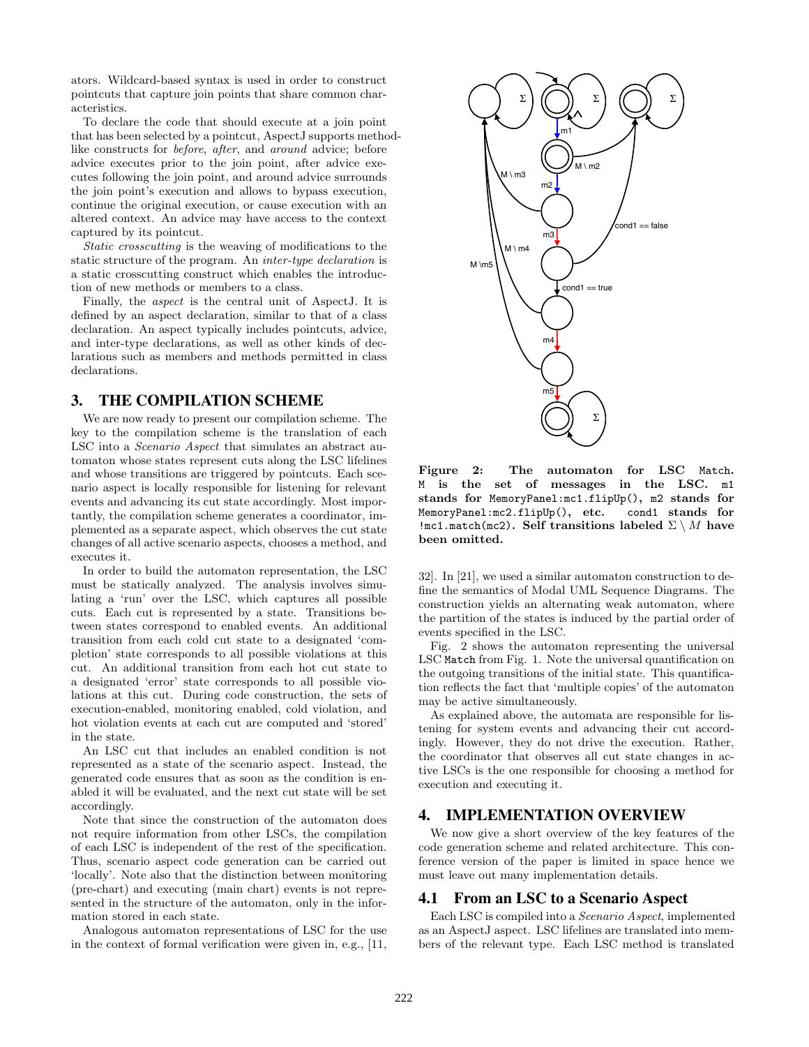ators. Wildcard-based syntax is used in order to construct pointcuts that capture join points that share common characteristics.

To declare the code that should execute at a join point that has been selected by a pointcut, AspectJ supports method-like constructs for *before*, *after*, and *around* advice; before advice executes prior to the join point, after advice executes following the join point, and around advice surrounds the join point's execution and allows to bypass execution, continue the original execution, or cause execution with an altered context. An advice may have access to the context captured by its pointcut.

*Static crosscutting* is the weaving of modifications to the static structure of the program. An *inter-type declaration* is a static crosscutting construct which enables the introduction of new methods or members to a class.

Finally, the *aspect* is the central unit of AspectJ. It is defined by an aspect declaration, similar to that of a class declaration. An aspect typically includes pointcuts, advice, and inter-type declarations, as well as other kinds of declarations such as members and methods permitted in class declarations.

## 3. THE COMPILATION SCHEME

We are now ready to present our compilation scheme. The key to the compilation scheme is the translation of each LSC into a *Scenario Aspect* that simulates an abstract automaton whose states represent cuts along the LSC lifelines and whose transitions are triggered by pointcuts. Each scenario aspect is locally responsible for listening for relevant events and advancing its cut state accordingly. Most importantly, the compilation scheme generates a coordinator, implemented as a separate aspect, which observes the cut state changes of all active scenario aspects, chooses a method, and executes it.

In order to build the automaton representation, the LSC must be statically analyzed. The analysis involves simulating a 'run' over the LSC, which captures all possible cuts. Each cut is represented by a state. Transitions between states correspond to enabled events. An additional transition from each cold cut state to a designated 'completion' state corresponds to all possible violations at this cut. An additional transition from each hot cut state to a designated 'error' state corresponds to all possible violations at this cut. During code construction, the sets of execution-enabled, monitoring enabled, cold violation, and hot violation events at each cut are computed and 'stored' in the state.

An LSC cut that includes an enabled condition is not represented as a state of the scenario aspect. Instead, the generated code ensures that as soon as the condition is enabled it will be evaluated, and the next cut state will be set accordingly.

Note that since the construction of the automaton does not require information from other LSCs, the compilation of each LSC is independent of the rest of the specification. Thus, scenario aspect code generation can be carried out 'locally'. Note also that the distinction between monitoring (pre-chart) and executing (main chart) events is not represented in the structure of the automaton, only in the information stored in each state.

Analogous automaton representations of LSC for the use in the context of formal verification were given in, e.g., [11, 32]. In [21], we used a similar automaton construction to define the semantics of Modal UML Sequence Diagrams. The construction yields an alternating weak automaton, where the partition of the states is induced by the partial order of events specified in the LSC.

**Figure 2: The automaton for LSC `Match`. `M` is the set of messages in the LSC. `m1` stands for `MemoryPanel:mc1.flipUp()`, `m2` stands for `MemoryPanel:mc2.flipUp()`, etc. `cond1` stands for `!mc1.match(mc2)`. Self transitions labeled $\Sigma \setminus M$ have been omitted.**

Fig. 2 shows the automaton representing the universal LSC `Match` from Fig. 1. Note the universal quantification on the outgoing transitions of the initial state. This quantification reflects the fact that 'multiple copies' of the automaton may be active simultaneously.

As explained above, the automata are responsible for listening for system events and advancing their cut accordingly. However, they do not drive the execution. Rather, the coordinator that observes all cut state changes in active LSCs is the one responsible for choosing a method for execution and executing it.

## 4. IMPLEMENTATION OVERVIEW

We now give a short overview of the key features of the code generation scheme and related architecture. This conference version of the paper is limited in space hence we must leave out many implementation details.

### 4.1 From an LSC to a Scenario Aspect

Each LSC is compiled into a *Scenario Aspect*, implemented as an AspectJ aspect. LSC lifelines are translated into members of the relevant type. Each LSC method is translated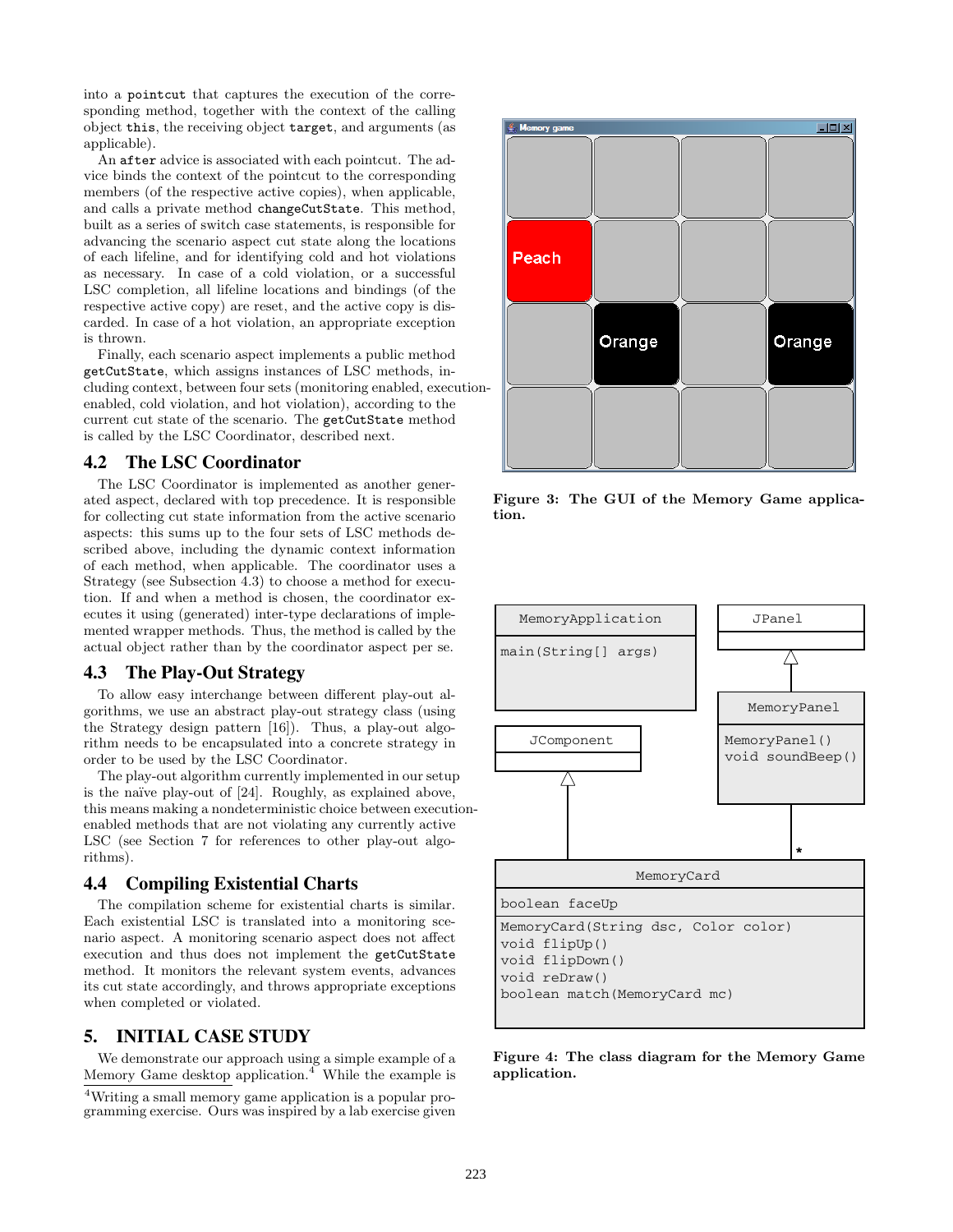into a `pointcut` that captures the execution of the corresponding method, together with the context of the calling object `this`, the receiving object `target`, and arguments (as applicable).

An `after` advice is associated with each pointcut. The advice binds the context of the pointcut to the corresponding members (of the respective active copies), when applicable, and calls a private method `changeCutState`. This method, built as a series of switch case statements, is responsible for advancing the scenario aspect cut state along the locations of each lifeline, and for identifying cold and hot violations as necessary. In case of a cold violation, or a successful LSC completion, all lifeline locations and bindings (of the respective active copy) are reset, and the active copy is discarded. In case of a hot violation, an appropriate exception is thrown.

Finally, each scenario aspect implements a public method `getCutState`, which assigns instances of LSC methods, including context, between four sets (monitoring enabled, execution-enabled, cold violation, and hot violation), according to the current cut state of the scenario. The `getCutState` method is called by the LSC Coordinator, described next.

## 4.2 The LSC Coordinator

The LSC Coordinator is implemented as another generated aspect, declared with top precedence. It is responsible for collecting cut state information from the active scenario aspects: this sums up to the four sets of LSC methods described above, including the dynamic context information of each method, when applicable. The coordinator uses a Strategy (see Subsection 4.3) to choose a method for execution. If and when a method is chosen, the coordinator executes it using (generated) inter-type declarations of implemented wrapper methods. Thus, the method is called by the actual object rather than by the coordinator aspect per se.

## 4.3 The Play-Out Strategy

To allow easy interchange between different play-out algorithms, we use an abstract play-out strategy class (using the Strategy design pattern [16]). Thus, a play-out algorithm needs to be encapsulated into a concrete strategy in order to be used by the LSC Coordinator.

The play-out algorithm currently implemented in our setup is the naïve play-out of [24]. Roughly, as explained above, this means making a nondeterministic choice between execution-enabled methods that are not violating any currently active LSC (see Section 7 for references to other play-out algorithms).

## 4.4 Compiling Existential Charts

The compilation scheme for existential charts is similar. Each existential LSC is translated into a monitoring scenario aspect. A monitoring scenario aspect does not affect execution and thus does not implement the `getCutState` method. It monitors the relevant system events, advances its cut state accordingly, and throws appropriate exceptions when completed or violated.

# 5. INITIAL CASE STUDY

We demonstrate our approach using a simple example of a Memory Game desktop application.[4] While the example is

[4]Writing a small memory game application is a popular programming exercise. Ours was inspired by a lab exercise given

**Figure 3: The GUI of the Memory Game application.**

**Figure 4: The class diagram for the Memory Game application.**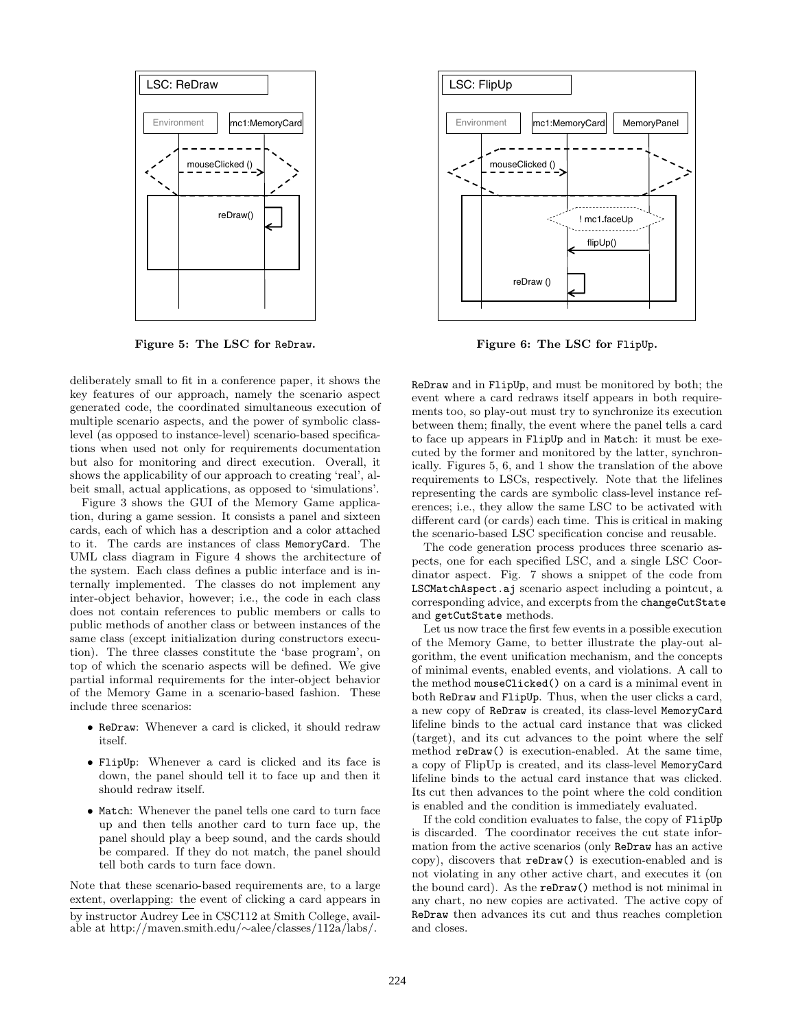Figure 5: The LSC for ReDraw.

Figure 6: The LSC for FlipUp.

deliberately small to fit in a conference paper, it shows the key features of our approach, namely the scenario aspect generated code, the coordinated simultaneous execution of multiple scenario aspects, and the power of symbolic class-level (as opposed to instance-level) scenario-based specifications when used not only for requirements documentation but also for monitoring and direct execution. Overall, it shows the applicability of our approach to creating 'real', albeit small, actual applications, as opposed to 'simulations'.

Figure 3 shows the GUI of the Memory Game application, during a game session. It consists a panel and sixteen cards, each of which has a description and a color attached to it. The cards are instances of class MemoryCard. The UML class diagram in Figure 4 shows the architecture of the system. Each class defines a public interface and is internally implemented. The classes do not implement any inter-object behavior, however; i.e., the code in each class does not contain references to public members or calls to public methods of another class or between instances of the same class (except initialization during constructors execution). The three classes constitute the 'base program', on top of which the scenario aspects will be defined. We give partial informal requirements for the inter-object behavior of the Memory Game in a scenario-based fashion. These include three scenarios:

- ReDraw: Whenever a card is clicked, it should redraw itself.
- FlipUp: Whenever a card is clicked and its face is down, the panel should tell it to face up and then it should redraw itself.
- Match: Whenever the panel tells one card to turn face up and then tells another card to turn face up, the panel should play a beep sound, and the cards should be compared. If they do not match, the panel should tell both cards to turn face down.

Note that these scenario-based requirements are, to a large extent, overlapping: the event of clicking a card appears in ReDraw and in FlipUp, and must be monitored by both; the event where a card redraws itself appears in both requirements too, so play-out must try to synchronize its execution between them; finally, the event where the panel tells a card to face up appears in FlipUp and in Match: it must be executed by the former and monitored by the latter, synchronically. Figures 5, 6, and 1 show the translation of the above requirements to LSCs, respectively. Note that the lifelines representing the cards are symbolic class-level instance references; i.e., they allow the same LSC to be activated with different card (or cards) each time. This is critical in making the scenario-based LSC specification concise and reusable.

The code generation process produces three scenario aspects, one for each specified LSC, and a single LSC Coordinator aspect. Fig. 7 shows a snippet of the code from LSCMatchAspect.aj scenario aspect including a pointcut, a corresponding advice, and excerpts from the changeCutState and getCutState methods.

Let us now trace the first few events in a possible execution of the Memory Game, to better illustrate the play-out algorithm, the event unification mechanism, and the concepts of minimal events, enabled events, and violations. A call to the method mouseClicked() on a card is a minimal event in both ReDraw and FlipUp. Thus, when the user clicks a card, a new copy of ReDraw is created, its class-level MemoryCard lifeline binds to the actual card instance that was clicked (target), and its cut advances to the point where the self method reDraw() is execution-enabled. At the same time, a copy of FlipUp is created, and its class-level MemoryCard lifeline binds to the actual card instance that was clicked. Its cut then advances to the point where the cold condition is enabled and the condition is immediately evaluated.

If the cold condition evaluates to false, the copy of FlipUp is discarded. The coordinator receives the cut state information from the active scenarios (only ReDraw has an active copy), discovers that reDraw() is execution-enabled and is not violating in any other active chart, and executes it (on the bound card). As the reDraw() method is not minimal in any chart, no new copies are activated. The active copy of ReDraw then advances its cut and thus reaches completion and closes.

by instructor Audrey Lee in CSC112 at Smith College, available at http://maven.smith.edu/∼alee/classes/112a/labs/.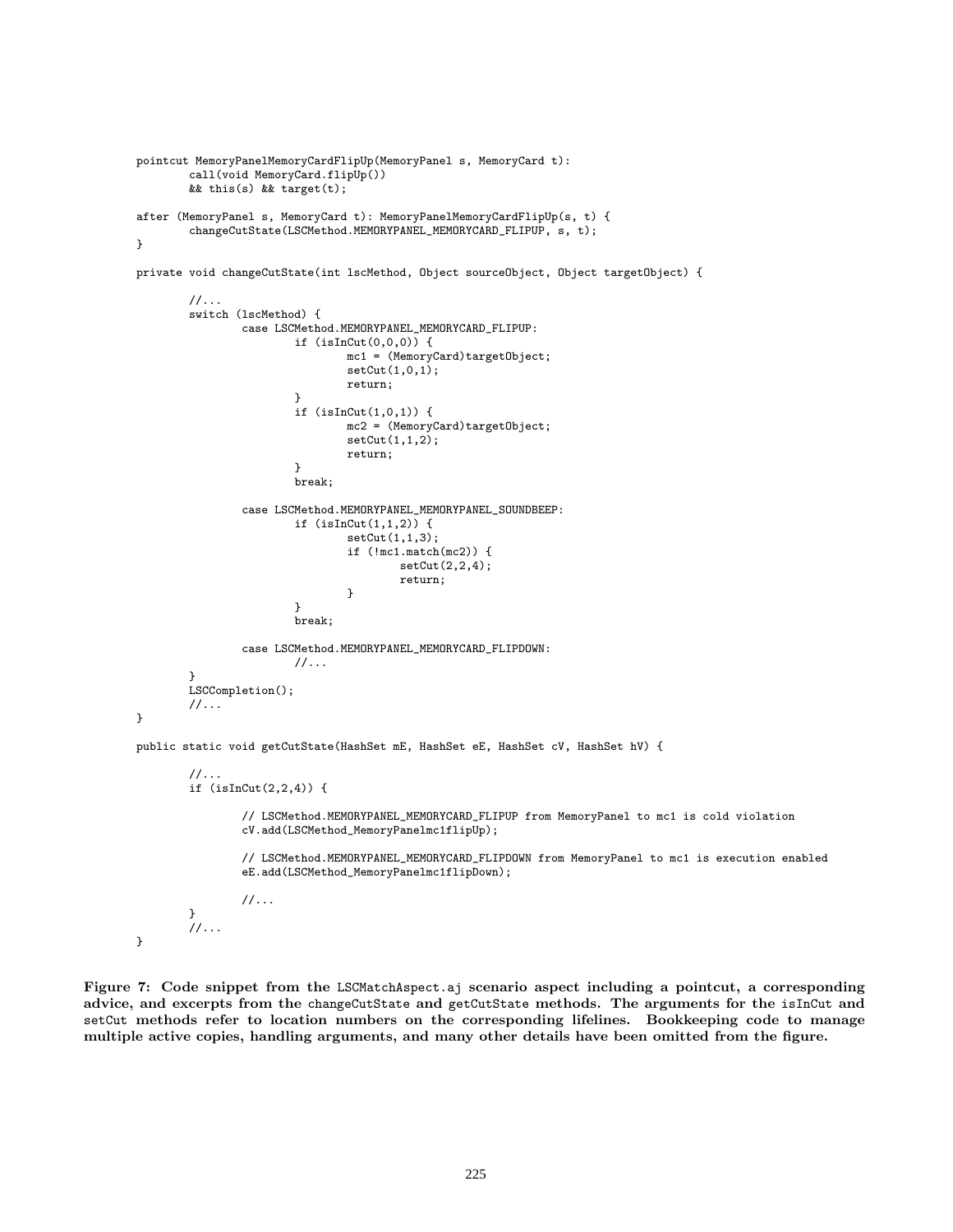```
pointcut MemoryPanelMemoryCardFlipUp(MemoryPanel s, MemoryCard t):
        call(void MemoryCard.flipUp())
        && this(s) && target(t);

after (MemoryPanel s, MemoryCard t): MemoryPanelMemoryCardFlipUp(s, t) {
        changeCutState(LSCMethod.MEMORYPANEL_MEMORYCARD_FLIPUP, s, t);
}

private void changeCutState(int lscMethod, Object sourceObject, Object targetObject) {

        //...
        switch (lscMethod) {
                case LSCMethod.MEMORYPANEL_MEMORYCARD_FLIPUP:
                        if (isInCut(0,0,0)) {
                                mc1 = (MemoryCard)targetObject;
                                setCut(1,0,1);
                                return;
                        }
                        if (isInCut(1,0,1)) {
                                mc2 = (MemoryCard)targetObject;
                                setCut(1,1,2);
                                return;
                        }
                        break;

                case LSCMethod.MEMORYPANEL_MEMORYPANEL_SOUNDBEEP:
                        if (isInCut(1,1,2)) {
                                setCut(1,1,3);
                                if (!mc1.match(mc2)) {
                                        setCut(2,2,4);
                                        return;
                                }
                        }
                        break;

                case LSCMethod.MEMORYPANEL_MEMORYCARD_FLIPDOWN:
                        //...
        }
        LSCCompletion();
        //...
}

public static void getCutState(HashSet mE, HashSet eE, HashSet cV, HashSet hV) {

        //...
        if (isInCut(2,2,4)) {

                // LSCMethod.MEMORYPANEL_MEMORYCARD_FLIPUP from MemoryPanel to mc1 is cold violation
                cV.add(LSCMethod_MemoryPanelmc1flipUp);

                // LSCMethod.MEMORYPANEL_MEMORYCARD_FLIPDOWN from MemoryPanel to mc1 is execution enabled
                eE.add(LSCMethod_MemoryPanelmc1flipDown);

                //...
        }
        //...
}
```

**Figure 7: Code snippet from the LSCMatchAspect.aj scenario aspect including a pointcut, a corresponding advice, and excerpts from the changeCutState and getCutState methods. The arguments for the isInCut and setCut methods refer to location numbers on the corresponding lifelines. Bookkeeping code to manage multiple active copies, handling arguments, and many other details have been omitted from the figure.**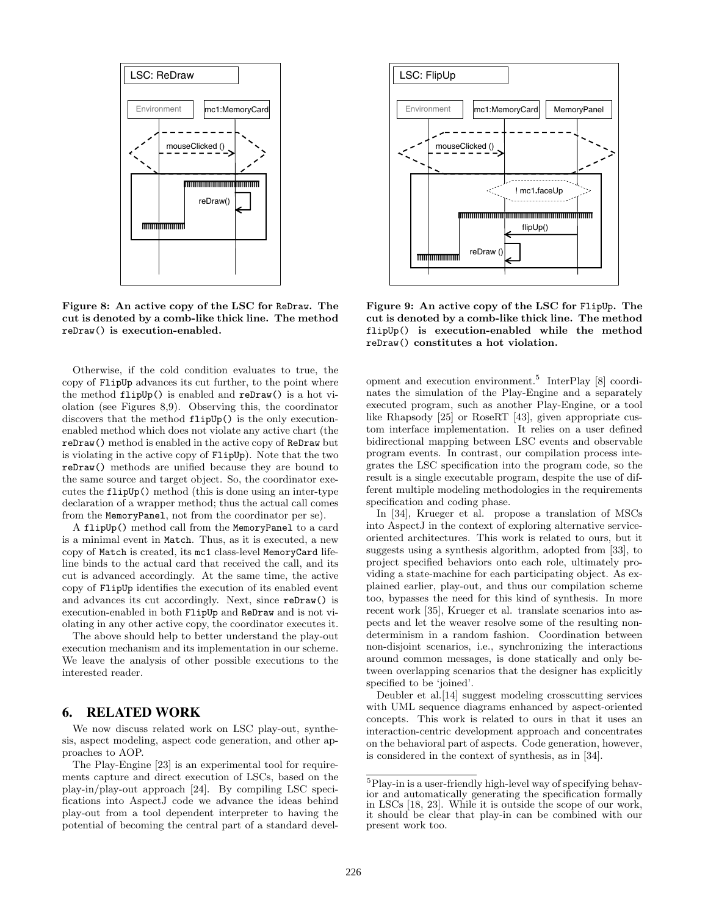Figure 8: An active copy of the LSC for ReDraw. The cut is denoted by a comb-like thick line. The method reDraw() is execution-enabled.

Figure 9: An active copy of the LSC for FlipUp. The cut is denoted by a comb-like thick line. The method flipUp() is execution-enabled while the method reDraw() constitutes a hot violation.

Otherwise, if the cold condition evaluates to true, the copy of FlipUp advances its cut further, to the point where the method flipUp() is enabled and reDraw() is a hot violation (see Figures 8,9). Observing this, the coordinator discovers that the method flipUp() is the only execution-enabled method which does not violate any active chart (the reDraw() method is enabled in the active copy of ReDraw but is violating in the active copy of FlipUp). Note that the two reDraw() methods are unified because they are bound to the same source and target object. So, the coordinator executes the flipUp() method (this is done using an inter-type declaration of a wrapper method; thus the actual call comes from the MemoryPanel, not from the coordinator per se).

A flipUp() method call from the MemoryPanel to a card is a minimal event in Match. Thus, as it is executed, a new copy of Match is created, its mc1 class-level MemoryCard lifeline binds to the actual card that received the call, and its cut is advanced accordingly. At the same time, the active copy of FlipUp identifies the execution of its enabled event and advances its cut accordingly. Next, since reDraw() is execution-enabled in both FlipUp and ReDraw and is not violating in any other active copy, the coordinator executes it.

The above should help to better understand the play-out execution mechanism and its implementation in our scheme. We leave the analysis of other possible executions to the interested reader.

## 6. RELATED WORK

We now discuss related work on LSC play-out, synthesis, aspect modeling, aspect code generation, and other approaches to AOP.

The Play-Engine [23] is an experimental tool for requirements capture and direct execution of LSCs, based on the play-in/play-out approach [24]. By compiling LSC specifications into AspectJ code we advance the ideas behind play-out from a tool dependent interpreter to having the potential of becoming the central part of a standard development and execution environment.[5] InterPlay [8] coordinates the simulation of the Play-Engine and a separately executed program, such as another Play-Engine, or a tool like Rhapsody [25] or RoseRT [43], given appropriate custom interface implementation. It relies on a user defined bidirectional mapping between LSC events and observable program events. In contrast, our compilation process integrates the LSC specification into the program code, so the result is a single executable program, despite the use of different multiple modeling methodologies in the requirements specification and coding phase.

In [34], Krueger et al. propose a translation of MSCs into AspectJ in the context of exploring alternative service-oriented architectures. This work is related to ours, but it suggests using a synthesis algorithm, adopted from [33], to project specified behaviors onto each role, ultimately providing a state-machine for each participating object. As explained earlier, play-out, and thus our compilation scheme too, bypasses the need for this kind of synthesis. In more recent work [35], Krueger et al. translate scenarios into aspects and let the weaver resolve some of the resulting nondeterminism in a random fashion. Coordination between non-disjoint scenarios, i.e., synchronizing the interactions around common messages, is done statically and only between overlapping scenarios that the designer has explicitly specified to be 'joined'.

Deubler et al.[14] suggest modeling crosscutting services with UML sequence diagrams enhanced by aspect-oriented concepts. This work is related to ours in that it uses an interaction-centric development approach and concentrates on the behavioral part of aspects. Code generation, however, is considered in the context of synthesis, as in [34].

[5] Play-in is a user-friendly high-level way of specifying behavior and automatically generating the specification formally in LSCs [18, 23]. While it is outside the scope of our work, it should be clear that play-in can be combined with our present work too.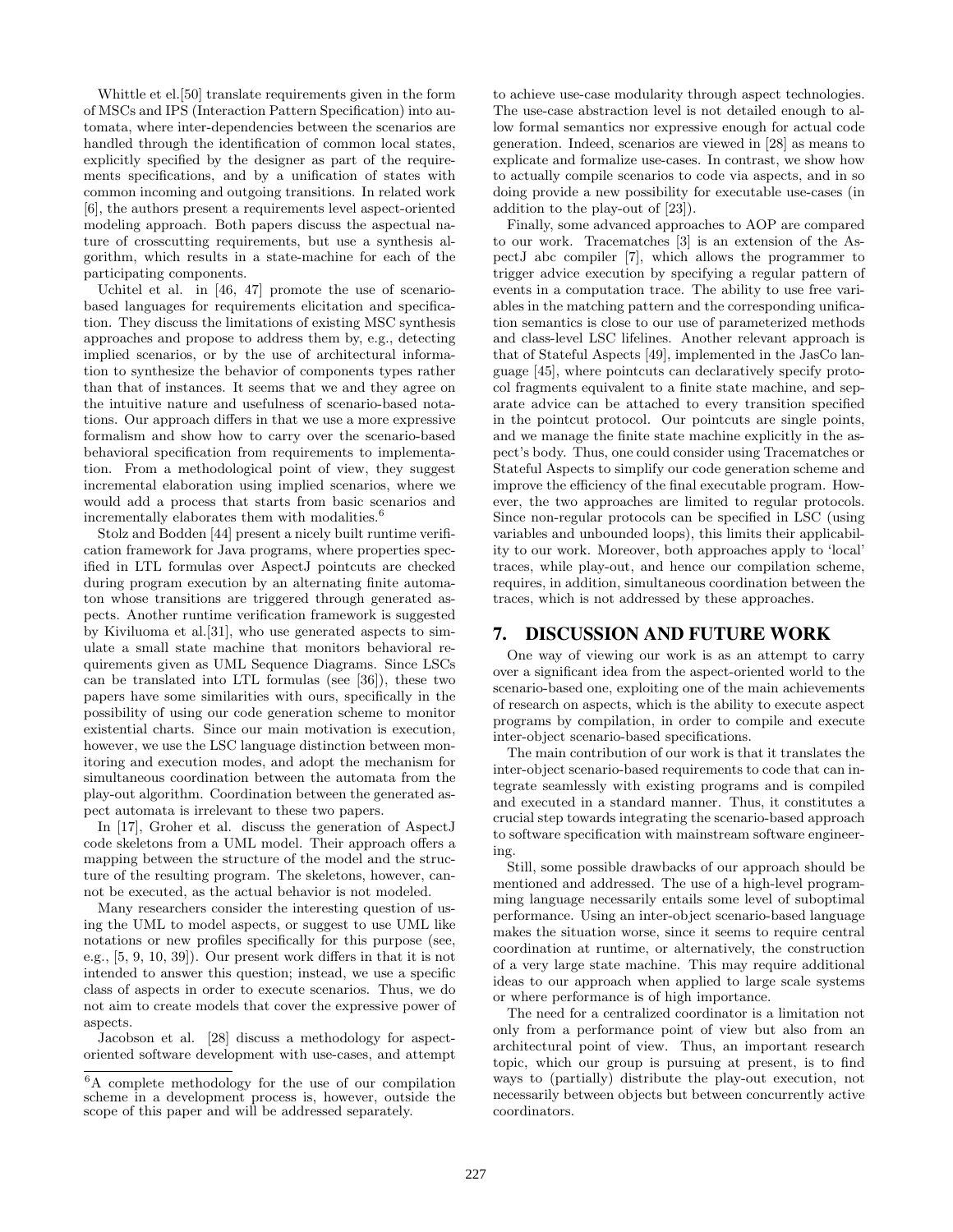Whittle et el.[50] translate requirements given in the form of MSCs and IPS (Interaction Pattern Specification) into automata, where inter-dependencies between the scenarios are handled through the identification of common local states, explicitly specified by the designer as part of the requirements specifications, and by a unification of states with common incoming and outgoing transitions. In related work [6], the authors present a requirements level aspect-oriented modeling approach. Both papers discuss the aspectual nature of crosscutting requirements, but use a synthesis algorithm, which results in a state-machine for each of the participating components.

Uchitel et al. in [46, 47] promote the use of scenario-based languages for requirements elicitation and specification. They discuss the limitations of existing MSC synthesis approaches and propose to address them by, e.g., detecting implied scenarios, or by the use of architectural information to synthesize the behavior of components types rather than that of instances. It seems that we and they agree on the intuitive nature and usefulness of scenario-based notations. Our approach differs in that we use a more expressive formalism and show how to carry over the scenario-based behavioral specification from requirements to implementation. From a methodological point of view, they suggest incremental elaboration using implied scenarios, where we would add a process that starts from basic scenarios and incrementally elaborates them with modalities.[6]

Stolz and Bodden [44] present a nicely built runtime verification framework for Java programs, where properties specified in LTL formulas over AspectJ pointcuts are checked during program execution by an alternating finite automaton whose transitions are triggered through generated aspects. Another runtime verification framework is suggested by Kiviluoma et al.[31], who use generated aspects to simulate a small state machine that monitors behavioral requirements given as UML Sequence Diagrams. Since LSCs can be translated into LTL formulas (see [36]), these two papers have some similarities with ours, specifically in the possibility of using our code generation scheme to monitor existential charts. Since our main motivation is execution, however, we use the LSC language distinction between monitoring and execution modes, and adopt the mechanism for simultaneous coordination between the automata from the play-out algorithm. Coordination between the generated aspect automata is irrelevant to these two papers.

In [17], Groher et al. discuss the generation of AspectJ code skeletons from a UML model. Their approach offers a mapping between the structure of the model and the structure of the resulting program. The skeletons, however, cannot be executed, as the actual behavior is not modeled.

Many researchers consider the interesting question of using the UML to model aspects, or suggest to use UML like notations or new profiles specifically for this purpose (see, e.g., [5, 9, 10, 39]). Our present work differs in that it is not intended to answer this question; instead, we use a specific class of aspects in order to execute scenarios. Thus, we do not aim to create models that cover the expressive power of aspects.

Jacobson et al. [28] discuss a methodology for aspect-oriented software development with use-cases, and attempt to achieve use-case modularity through aspect technologies. The use-case abstraction level is not detailed enough to allow formal semantics nor expressive enough for actual code generation. Indeed, scenarios are viewed in [28] as means to explicate and formalize use-cases. In contrast, we show how to actually compile scenarios to code via aspects, and in so doing provide a new possibility for executable use-cases (in addition to the play-out of [23]).

Finally, some advanced approaches to AOP are compared to our work. Tracematches [3] is an extension of the AspectJ abc compiler [7], which allows the programmer to trigger advice execution by specifying a regular pattern of events in a computation trace. The ability to use free variables in the matching pattern and the corresponding unification semantics is close to our use of parameterized methods and class-level LSC lifelines. Another relevant approach is that of Stateful Aspects [49], implemented in the JasCo language [45], where pointcuts can declaratively specify protocol fragments equivalent to a finite state machine, and separate advice can be attached to every transition specified in the pointcut protocol. Our pointcuts are single points, and we manage the finite state machine explicitly in the aspect's body. Thus, one could consider using Tracematches or Stateful Aspects to simplify our code generation scheme and improve the efficiency of the final executable program. However, the two approaches are limited to regular protocols. Since non-regular protocols can be specified in LSC (using variables and unbounded loops), this limits their applicability to our work. Moreover, both approaches apply to 'local' traces, while play-out, and hence our compilation scheme, requires, in addition, simultaneous coordination between the traces, which is not addressed by these approaches.

## 7. DISCUSSION AND FUTURE WORK

One way of viewing our work is as an attempt to carry over a significant idea from the aspect-oriented world to the scenario-based one, exploiting one of the main achievements of research on aspects, which is the ability to execute aspect programs by compilation, in order to compile and execute inter-object scenario-based specifications.

The main contribution of our work is that it translates the inter-object scenario-based requirements to code that can integrate seamlessly with existing programs and is compiled and executed in a standard manner. Thus, it constitutes a crucial step towards integrating the scenario-based approach to software specification with mainstream software engineering.

Still, some possible drawbacks of our approach should be mentioned and addressed. The use of a high-level programming language necessarily entails some level of suboptimal performance. Using an inter-object scenario-based language makes the situation worse, since it seems to require central coordination at runtime, or alternatively, the construction of a very large state machine. This may require additional ideas to our approach when applied to large scale systems or where performance is of high importance.

The need for a centralized coordinator is a limitation not only from a performance point of view but also from an architectural point of view. Thus, an important research topic, which our group is pursuing at present, is to find ways to (partially) distribute the play-out execution, not necessarily between objects but between concurrently active coordinators.

[6] A complete methodology for the use of our compilation scheme in a development process is, however, outside the scope of this paper and will be addressed separately.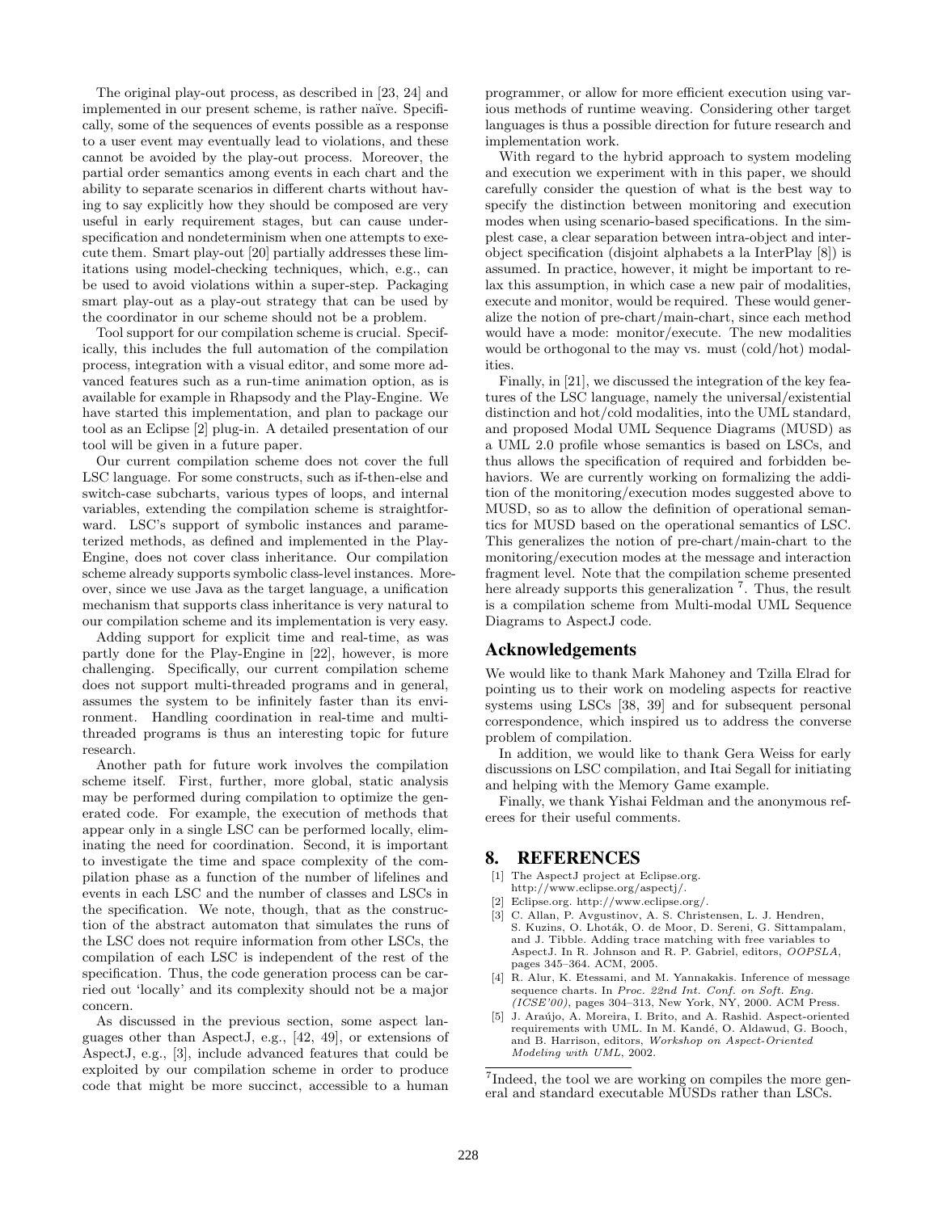The original play-out process, as described in [23, 24] and implemented in our present scheme, is rather naïve. Specifically, some of the sequences of events possible as a response to a user event may eventually lead to violations, and these cannot be avoided by the play-out process. Moreover, the partial order semantics among events in each chart and the ability to separate scenarios in different charts without having to say explicitly how they should be composed are very useful in early requirement stages, but can cause under-specification and nondeterminism when one attempts to execute them. Smart play-out [20] partially addresses these limitations using model-checking techniques, which, e.g., can be used to avoid violations within a super-step. Packaging smart play-out as a play-out strategy that can be used by the coordinator in our scheme should not be a problem.

Tool support for our compilation scheme is crucial. Specifically, this includes the full automation of the compilation process, integration with a visual editor, and some more advanced features such as a run-time animation option, as is available for example in Rhapsody and the Play-Engine. We have started this implementation, and plan to package our tool as an Eclipse [2] plug-in. A detailed presentation of our tool will be given in a future paper.

Our current compilation scheme does not cover the full LSC language. For some constructs, such as if-then-else and switch-case subcharts, various types of loops, and internal variables, extending the compilation scheme is straightforward. LSC's support of symbolic instances and parameterized methods, as defined and implemented in the Play-Engine, does not cover class inheritance. Our compilation scheme already supports symbolic class-level instances. Moreover, since we use Java as the target language, a unification mechanism that supports class inheritance is very natural to our compilation scheme and its implementation is very easy.

Adding support for explicit time and real-time, as was partly done for the Play-Engine in [22], however, is more challenging. Specifically, our current compilation scheme does not support multi-threaded programs and in general, assumes the system to be infinitely faster than its environment. Handling coordination in real-time and multi-threaded programs is thus an interesting topic for future research.

Another path for future work involves the compilation scheme itself. First, further, more global, static analysis may be performed during compilation to optimize the generated code. For example, the execution of methods that appear only in a single LSC can be performed locally, eliminating the need for coordination. Second, it is important to investigate the time and space complexity of the compilation phase as a function of the number of lifelines and events in each LSC and the number of classes and LSCs in the specification. We note, though, that as the construction of the abstract automaton that simulates the runs of the LSC does not require information from other LSCs, the compilation of each LSC is independent of the rest of the specification. Thus, the code generation process can be carried out 'locally' and its complexity should not be a major concern.

As discussed in the previous section, some aspect languages other than AspectJ, e.g., [42, 49], or extensions of AspectJ, e.g., [3], include advanced features that could be exploited by our compilation scheme in order to produce code that might be more succinct, accessible to a human programmer, or allow for more efficient execution using various methods of runtime weaving. Considering other target languages is thus a possible direction for future research and implementation work.

With regard to the hybrid approach to system modeling and execution we experiment with in this paper, we should carefully consider the question of what is the best way to specify the distinction between monitoring and execution modes when using scenario-based specifications. In the simplest case, a clear separation between intra-object and inter-object specification (disjoint alphabets a la InterPlay [8]) is assumed. In practice, however, it might be important to relax this assumption, in which case a new pair of modalities, execute and monitor, would be required. These would generalize the notion of pre-chart/main-chart, since each method would have a mode: monitor/execute. The new modalities would be orthogonal to the may vs. must (cold/hot) modalities.

Finally, in [21], we discussed the integration of the key features of the LSC language, namely the universal/existential distinction and hot/cold modalities, into the UML standard, and proposed Modal UML Sequence Diagrams (MUSD) as a UML 2.0 profile whose semantics is based on LSCs, and thus allows the specification of required and forbidden behaviors. We are currently working on formalizing the addition of the monitoring/execution modes suggested above to MUSD, so as to allow the definition of operational semantics for MUSD based on the operational semantics of LSC. This generalizes the notion of pre-chart/main-chart to the monitoring/execution modes at the message and interaction fragment level. Note that the compilation scheme presented here already supports this generalization [7]. Thus, the result is a compilation scheme from Multi-modal UML Sequence Diagrams to AspectJ code.

## Acknowledgements

We would like to thank Mark Mahoney and Tzilla Elrad for pointing us to their work on modeling aspects for reactive systems using LSCs [38, 39] and for subsequent personal correspondence, which inspired us to address the converse problem of compilation.

In addition, we would like to thank Gera Weiss for early discussions on LSC compilation, and Itai Segall for initiating and helping with the Memory Game example.

Finally, we thank Yishai Feldman and the anonymous referees for their useful comments.

## 8. REFERENCES

[1] The AspectJ project at Eclipse.org. http://www.eclipse.org/aspectj/.

[2] Eclipse.org. http://www.eclipse.org/.

[3] C. Allan, P. Avgustinov, A. S. Christensen, L. J. Hendren, S. Kuzins, O. Lhoták, O. de Moor, D. Sereni, G. Sittampalam, and J. Tibble. Adding trace matching with free variables to AspectJ. In R. Johnson and R. P. Gabriel, editors, *OOPSLA*, pages 345–364. ACM, 2005.

[4] R. Alur, K. Etessami, and M. Yannakakis. Inference of message sequence charts. In *Proc. 22nd Int. Conf. on Soft. Eng. (ICSE'00)*, pages 304–313, New York, NY, 2000. ACM Press.

[5] J. Araújo, A. Moreira, I. Brito, and A. Rashid. Aspect-oriented requirements with UML. In M. Kandé, O. Aldawud, G. Booch, and B. Harrison, editors, *Workshop on Aspect-Oriented Modeling with UML*, 2002.

[7] Indeed, the tool we are working on compiles the more general and standard executable MUSDs rather than LSCs.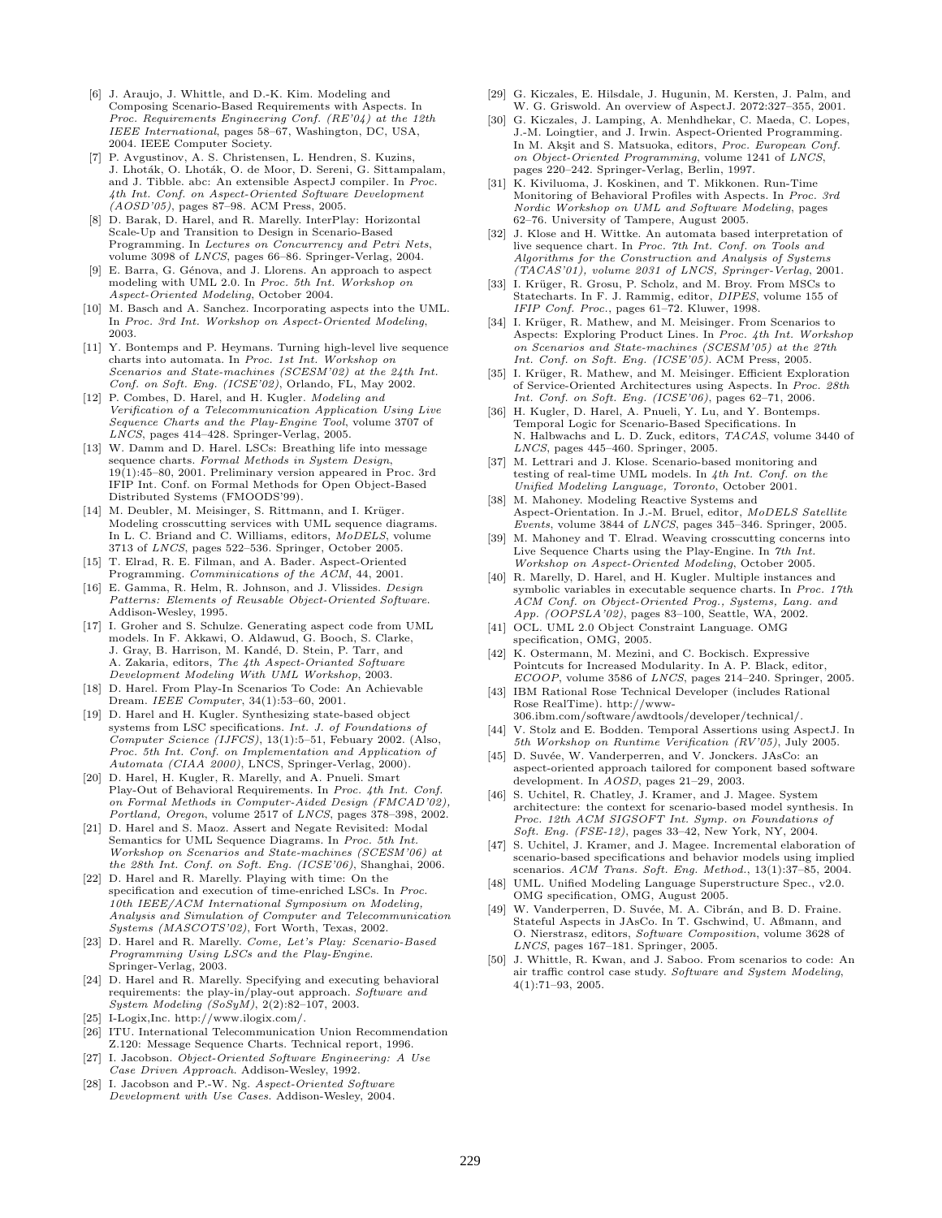[6] J. Araujo, J. Whittle, and D.-K. Kim. Modeling and Composing Scenario-Based Requirements with Aspects. In *Proc. Requirements Engineering Conf. (RE'04) at the 12th IEEE International*, pages 58–67, Washington, DC, USA, 2004. IEEE Computer Society.

[7] P. Avgustinov, A. S. Christensen, L. Hendren, S. Kuzins, J. Lhoták, O. Lhoták, O. de Moor, D. Sereni, G. Sittampalam, and J. Tibble. abc: An extensible AspectJ compiler. In *Proc. 4th Int. Conf. on Aspect-Oriented Software Development (AOSD'05)*, pages 87–98. ACM Press, 2005.

[8] D. Barak, D. Harel, and R. Marelly. InterPlay: Horizontal Scale-Up and Transition to Design in Scenario-Based Programming. In *Lectures on Concurrency and Petri Nets*, volume 3098 of *LNCS*, pages 66–86. Springer-Verlag, 2004.

[9] E. Barra, G. Génova, and J. Llorens. An approach to aspect modeling with UML 2.0. In *Proc. 5th Int. Workshop on Aspect-Oriented Modeling*, October 2004.

[10] M. Basch and A. Sanchez. Incorporating aspects into the UML. In *Proc. 3rd Int. Workshop on Aspect-Oriented Modeling*, 2003.

[11] Y. Bontemps and P. Heymans. Turning high-level live sequence charts into automata. In *Proc. 1st Int. Workshop on Scenarios and State-machines (SCESM'02) at the 24th Int. Conf. on Soft. Eng. (ICSE'02)*, Orlando, FL, May 2002.

[12] P. Combes, D. Harel, and H. Kugler. *Modeling and Verification of a Telecommunication Application Using Live Sequence Charts and the Play-Engine Tool*, volume 3707 of *LNCS*, pages 414–428. Springer-Verlag, 2005.

[13] W. Damm and D. Harel. LSCs: Breathing life into message sequence charts. *Formal Methods in System Design*, 19(1):45–80, 2001. Preliminary version appeared in Proc. 3rd IFIP Int. Conf. on Formal Methods for Open Object-Based Distributed Systems (FMOODS'99).

[14] M. Deubler, M. Meisinger, S. Rittmann, and I. Krüger. Modeling crosscutting services with UML sequence diagrams. In L. C. Briand and C. Williams, editors, *MoDELS*, volume 3713 of *LNCS*, pages 522–536. Springer, October 2005.

[15] T. Elrad, R. E. Filman, and A. Bader. Aspect-Oriented Programming. *Comminications of the ACM*, 44, 2001.

[16] E. Gamma, R. Helm, R. Johnson, and J. Vlissides. *Design Patterns: Elements of Reusable Object-Oriented Software.* Addison-Wesley, 1995.

[17] I. Groher and S. Schulze. Generating aspect code from UML models. In F. Akkawi, O. Aldawud, G. Booch, S. Clarke, J. Gray, B. Harrison, M. Kandé, D. Stein, P. Tarr, and A. Zakaria, editors, *The 4th Aspect-Orianted Software Development Modeling With UML Workshop*, 2003.

[18] D. Harel. From Play-In Scenarios To Code: An Achievable Dream. *IEEE Computer*, 34(1):53–60, 2001.

[19] D. Harel and H. Kugler. Synthesizing state-based object systems from LSC specifications. *Int. J. of Foundations of Computer Science (IJFCS)*, 13(1):5–51, Febuary 2002. (Also, *Proc. 5th Int. Conf. on Implementation and Application of Automata (CIAA 2000)*, LNCS, Springer-Verlag, 2000).

[20] D. Harel, H. Kugler, R. Marelly, and A. Pnueli. Smart Play-Out of Behavioral Requirements. In *Proc. 4th Int. Conf. on Formal Methods in Computer-Aided Design (FMCAD'02), Portland, Oregon*, volume 2517 of *LNCS*, pages 378–398, 2002.

[21] D. Harel and S. Maoz. Assert and Negate Revisited: Modal Semantics for UML Sequence Diagrams. In *Proc. 5th Int. Workshop on Scenarios and State-machines (SCESM'06) at the 28th Int. Conf. on Soft. Eng. (ICSE'06)*, Shanghai, 2006.

[22] D. Harel and R. Marelly. Playing with time: On the specification and execution of time-enriched LSCs. In *Proc. 10th IEEE/ACM International Symposium on Modeling, Analysis and Simulation of Computer and Telecommunication Systems (MASCOTS'02)*, Fort Worth, Texas, 2002.

[23] D. Harel and R. Marelly. *Come, Let's Play: Scenario-Based Programming Using LSCs and the Play-Engine.* Springer-Verlag, 2003.

[24] D. Harel and R. Marelly. Specifying and executing behavioral requirements: the play-in/play-out approach. *Software and System Modeling (SoSyM)*, 2(2):82–107, 2003.

[25] I-Logix,Inc. http://www.ilogix.com/.

[26] ITU. International Telecommunication Union Recommendation Z.120: Message Sequence Charts. Technical report, 1996.

[27] I. Jacobson. *Object-Oriented Software Engineering: A Use Case Driven Approach.* Addison-Wesley, 1992.

[28] I. Jacobson and P.-W. Ng. *Aspect-Oriented Software Development with Use Cases.* Addison-Wesley, 2004.

[29] G. Kiczales, E. Hilsdale, J. Hugunin, M. Kersten, J. Palm, and W. G. Griswold. An overview of AspectJ. 2072:327–355, 2001.

[30] G. Kiczales, J. Lamping, A. Menhdhekar, C. Maeda, C. Lopes, J.-M. Loingtier, and J. Irwin. Aspect-Oriented Programming. In M. Akşit and S. Matsuoka, editors, *Proc. European Conf. on Object-Oriented Programming*, volume 1241 of *LNCS*, pages 220–242. Springer-Verlag, Berlin, 1997.

[31] K. Kiviluoma, J. Koskinen, and T. Mikkonen. Run-Time Monitoring of Behavioral Profiles with Aspects. In *Proc. 3rd Nordic Workshop on UML and Software Modeling*, pages 62–76. University of Tampere, August 2005.

[32] J. Klose and H. Wittke. An automata based interpretation of live sequence chart. In *Proc. 7th Int. Conf. on Tools and Algorithms for the Construction and Analysis of Systems (TACAS'01), volume 2031 of LNCS, Springer-Verlag*, 2001.

[33] I. Krüger, R. Grosu, P. Scholz, and M. Broy. From MSCs to Statecharts. In F. J. Rammig, editor, *DIPES*, volume 155 of *IFIP Conf. Proc.*, pages 61–72. Kluwer, 1998.

[34] I. Krüger, R. Mathew, and M. Meisinger. From Scenarios to Aspects: Exploring Product Lines. In *Proc. 4th Int. Workshop on Scenarios and State-machines (SCESM'05) at the 27th Int. Conf. on Soft. Eng. (ICSE'05).* ACM Press, 2005.

[35] I. Krüger, R. Mathew, and M. Meisinger. Efficient Exploration of Service-Oriented Architectures using Aspects. In *Proc. 28th Int. Conf. on Soft. Eng. (ICSE'06)*, pages 62–71, 2006.

[36] H. Kugler, D. Harel, A. Pnueli, Y. Lu, and Y. Bontemps. Temporal Logic for Scenario-Based Specifications. In N. Halbwachs and L. D. Zuck, editors, *TACAS*, volume 3440 of *LNCS*, pages 445–460. Springer, 2005.

[37] M. Lettrari and J. Klose. Scenario-based monitoring and testing of real-time UML models. In *4th Int. Conf. on the Unified Modeling Language, Toronto*, October 2001.

[38] M. Mahoney. Modeling Reactive Systems and Aspect-Orientation. In J.-M. Bruel, editor, *MoDELS Satellite Events*, volume 3844 of *LNCS*, pages 345–346. Springer, 2005.

[39] M. Mahoney and T. Elrad. Weaving crosscutting concerns into Live Sequence Charts using the Play-Engine. In *7th Int. Workshop on Aspect-Oriented Modeling*, October 2005.

[40] R. Marelly, D. Harel, and H. Kugler. Multiple instances and symbolic variables in executable sequence charts. In *Proc. 17th ACM Conf. on Object-Oriented Prog., Systems, Lang. and App. (OOPSLA'02)*, pages 83–100, Seattle, WA, 2002.

[41] OCL. UML 2.0 Object Constraint Language. OMG specification, OMG, 2005.

[42] K. Ostermann, M. Mezini, and C. Bockisch. Expressive Pointcuts for Increased Modularity. In A. P. Black, editor, *ECOOP*, volume 3586 of *LNCS*, pages 214–240. Springer, 2005.

[43] IBM Rational Rose Technical Developer (includes Rational Rose RealTime). http://www-306.ibm.com/software/awdtools/developer/technical/.

[44] V. Stolz and E. Bodden. Temporal Assertions using AspectJ. In *5th Workshop on Runtime Verification (RV'05)*, July 2005.

[45] D. Suvée, W. Vanderperren, and V. Jonckers. JAsCo: an aspect-oriented approach tailored for component based software development. In *AOSD*, pages 21–29, 2003.

[46] S. Uchitel, R. Chatley, J. Kramer, and J. Magee. System architecture: the context for scenario-based model synthesis. In *Proc. 12th ACM SIGSOFT Int. Symp. on Foundations of Soft. Eng. (FSE-12)*, pages 33–42, New York, NY, 2004.

[47] S. Uchitel, J. Kramer, and J. Magee. Incremental elaboration of scenario-based specifications and behavior models using implied scenarios. *ACM Trans. Soft. Eng. Method.*, 13(1):37–85, 2004.

[48] UML. Unified Modeling Language Superstructure Spec., v2.0. OMG specification, OMG, August 2005.

[49] W. Vanderperren, D. Suvée, M. A. Cibrán, and B. D. Fraine. Stateful Aspects in JAsCo. In T. Gschwind, U. Aßmann, and O. Nierstrasz, editors, *Software Composition*, volume 3628 of *LNCS*, pages 167–181. Springer, 2005.

[50] J. Whittle, R. Kwan, and J. Saboo. From scenarios to code: An air traffic control case study. *Software and System Modeling*, 4(1):71–93, 2005.